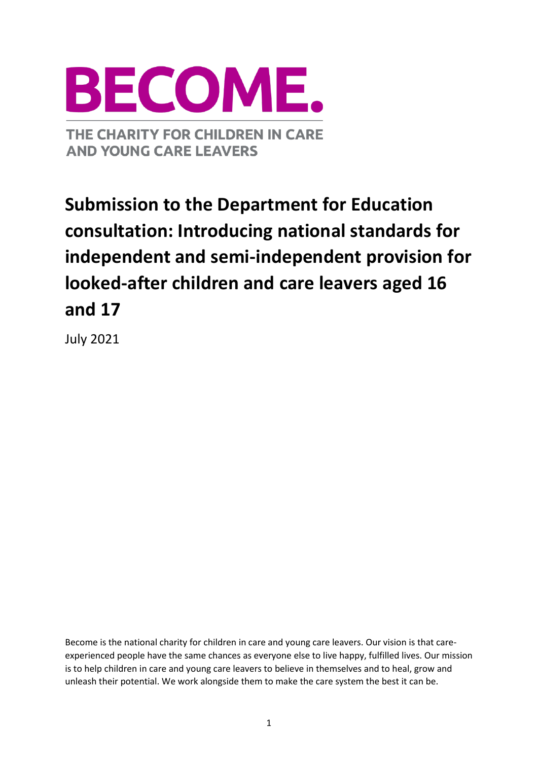# BECOME.

THE CHARITY FOR CHILDREN IN CARE AND YOUNG CARE LEAVERS

# Submission to the Department for Education consultation: Introducing national standards for independent and semi-independent provision for looked-after children and care leavers aged 16 and 17

July 2021

Become is the national charity for children in care and young care leavers. Our vision is that care-experienced people have the same chances as everyone else to live happy, fulfilled lives. Our mission is to help children in care and young care leavers to believe in themselves and to heal, grow and unleash their potential. We work alongside them to make the care system the best it can be.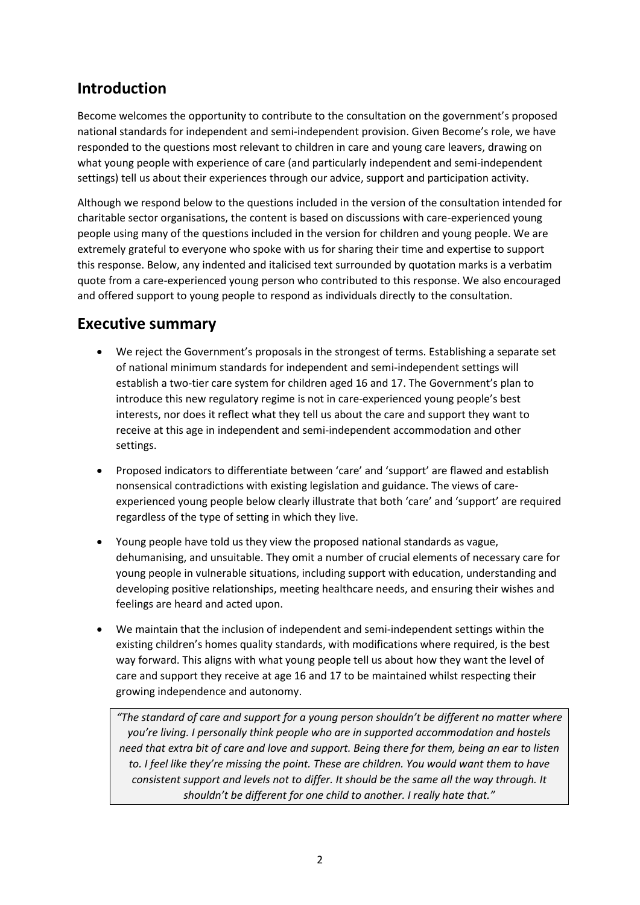## Introduction

Become welcomes the opportunity to contribute to the consultation on the government's proposed national standards for independent and semi-independent provision. Given Become's role, we have responded to the questions most relevant to children in care and young care leavers, drawing on what young people with experience of care (and particularly independent and semi-independent settings) tell us about their experiences through our advice, support and participation activity.

Although we respond below to the questions included in the version of the consultation intended for charitable sector organisations, the content is based on discussions with care-experienced young people using many of the questions included in the version for children and young people. We are extremely grateful to everyone who spoke with us for sharing their time and expertise to support this response. Below, any indented and italicised text surrounded by quotation marks is a verbatim quote from a care-experienced young person who contributed to this response. We also encouraged and offered support to young people to respond as individuals directly to the consultation.

## Executive summary

- We reject the Government's proposals in the strongest of terms. Establishing a separate set of national minimum standards for independent and semi-independent settings will establish a two-tier care system for children aged 16 and 17. The Government's plan to introduce this new regulatory regime is not in care-experienced young people's best interests, nor does it reflect what they tell us about the care and support they want to receive at this age in independent and semi-independent accommodation and other settings.
- Proposed indicators to differentiate between 'care' and 'support' are flawed and establish nonsensical contradictions with existing legislation and guidance. The views of care-experienced young people below clearly illustrate that both 'care' and 'support' are required regardless of the type of setting in which they live.
- Young people have told us they view the proposed national standards as vague, dehumanising, and unsuitable. They omit a number of crucial elements of necessary care for young people in vulnerable situations, including support with education, understanding and developing positive relationships, meeting healthcare needs, and ensuring their wishes and feelings are heard and acted upon.
- We maintain that the inclusion of independent and semi-independent settings within the existing children's homes quality standards, with modifications where required, is the best way forward. This aligns with what young people tell us about how they want the level of care and support they receive at age 16 and 17 to be maintained whilst respecting their growing independence and autonomy.

> *"The standard of care and support for a young person shouldn't be different no matter where you're living. I personally think people who are in supported accommodation and hostels need that extra bit of care and love and support. Being there for them, being an ear to listen to. I feel like they're missing the point. These are children. You would want them to have consistent support and levels not to differ. It should be the same all the way through. It shouldn't be different for one child to another. I really hate that."*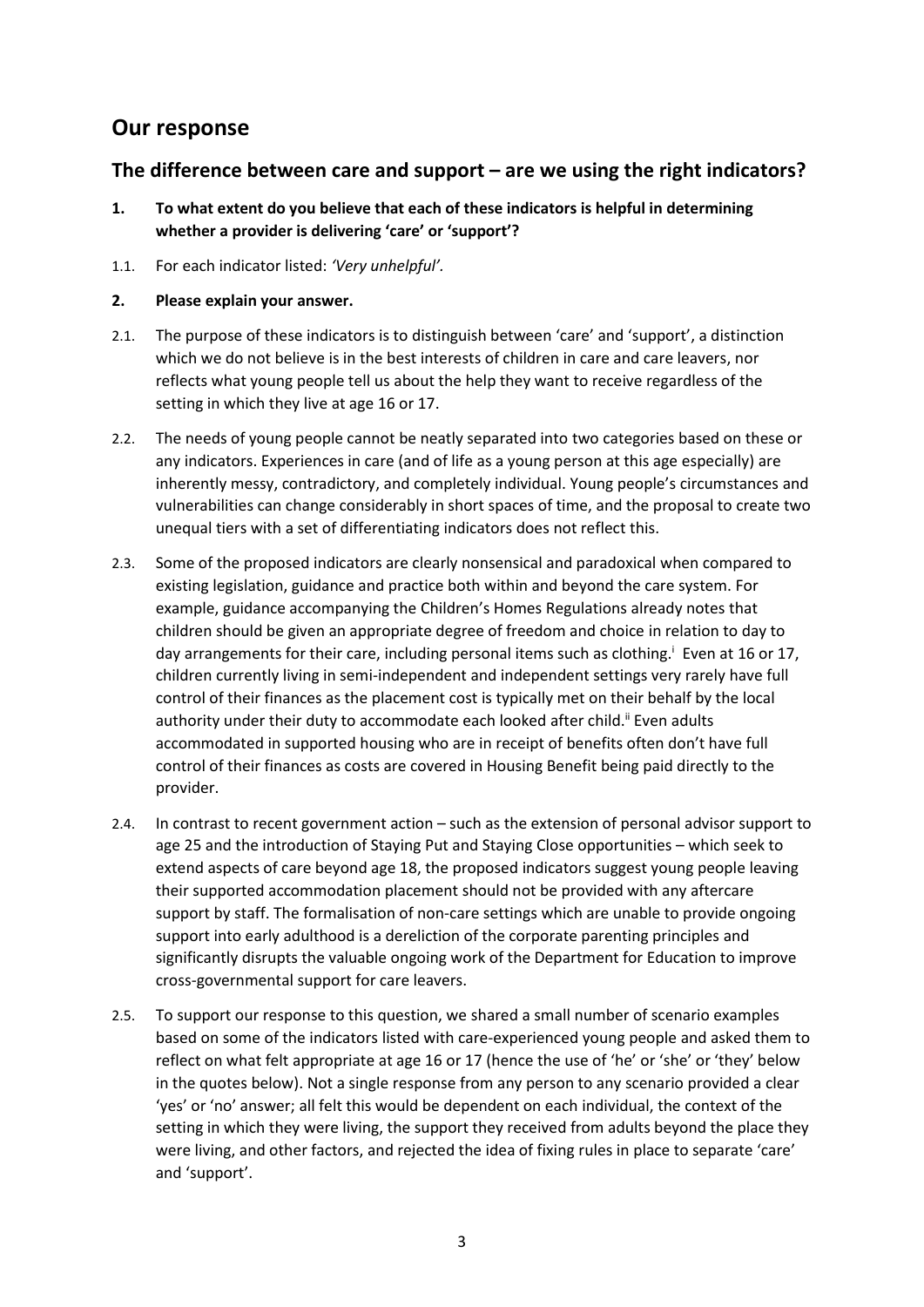## Our response

### The difference between care and support – are we using the right indicators?

**1. To what extent do you believe that each of these indicators is helpful in determining whether a provider is delivering 'care' or 'support'?**

1.1. For each indicator listed: *'Very unhelpful'*.

**2. Please explain your answer.**

2.1. The purpose of these indicators is to distinguish between 'care' and 'support', a distinction which we do not believe is in the best interests of children in care and care leavers, nor reflects what young people tell us about the help they want to receive regardless of the setting in which they live at age 16 or 17.

2.2. The needs of young people cannot be neatly separated into two categories based on these or any indicators. Experiences in care (and of life as a young person at this age especially) are inherently messy, contradictory, and completely individual. Young people's circumstances and vulnerabilities can change considerably in short spaces of time, and the proposal to create two unequal tiers with a set of differentiating indicators does not reflect this.

2.3. Some of the proposed indicators are clearly nonsensical and paradoxical when compared to existing legislation, guidance and practice both within and beyond the care system. For example, guidance accompanying the Children's Homes Regulations already notes that children should be given an appropriate degree of freedom and choice in relation to day to day arrangements for their care, including personal items such as clothing.[i] Even at 16 or 17, children currently living in semi-independent and independent settings very rarely have full control of their finances as the placement cost is typically met on their behalf by the local authority under their duty to accommodate each looked after child.[ii] Even adults accommodated in supported housing who are in receipt of benefits often don't have full control of their finances as costs are covered in Housing Benefit being paid directly to the provider.

2.4. In contrast to recent government action – such as the extension of personal advisor support to age 25 and the introduction of Staying Put and Staying Close opportunities – which seek to extend aspects of care beyond age 18, the proposed indicators suggest young people leaving their supported accommodation placement should not be provided with any aftercare support by staff. The formalisation of non-care settings which are unable to provide ongoing support into early adulthood is a dereliction of the corporate parenting principles and significantly disrupts the valuable ongoing work of the Department for Education to improve cross-governmental support for care leavers.

2.5. To support our response to this question, we shared a small number of scenario examples based on some of the indicators listed with care-experienced young people and asked them to reflect on what felt appropriate at age 16 or 17 (hence the use of 'he' or 'she' or 'they' below in the quotes below). Not a single response from any person to any scenario provided a clear 'yes' or 'no' answer; all felt this would be dependent on each individual, the context of the setting in which they were living, the support they received from adults beyond the place they were living, and other factors, and rejected the idea of fixing rules in place to separate 'care' and 'support'.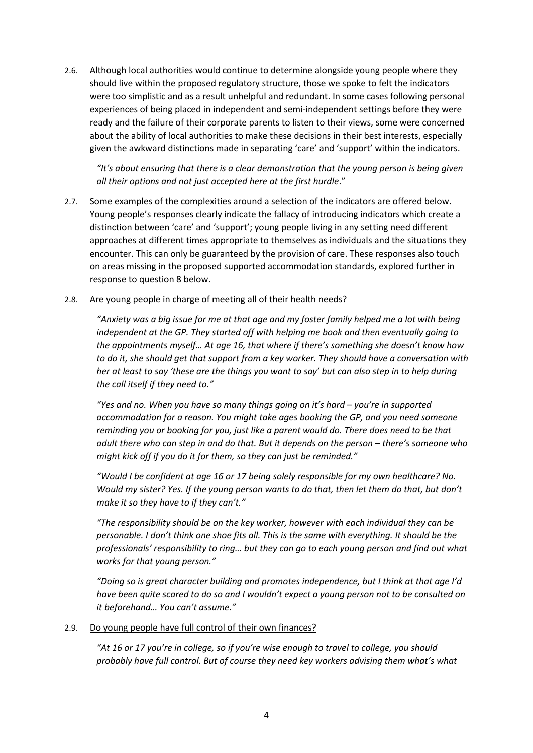2.6. Although local authorities would continue to determine alongside young people where they should live within the proposed regulatory structure, those we spoke to felt the indicators were too simplistic and as a result unhelpful and redundant. In some cases following personal experiences of being placed in independent and semi-independent settings before they were ready and the failure of their corporate parents to listen to their views, some were concerned about the ability of local authorities to make these decisions in their best interests, especially given the awkward distinctions made in separating 'care' and 'support' within the indicators.

> *"It's about ensuring that there is a clear demonstration that the young person is being given all their options and not just accepted here at the first hurdle*."

2.7. Some examples of the complexities around a selection of the indicators are offered below. Young people's responses clearly indicate the fallacy of introducing indicators which create a distinction between 'care' and 'support'; young people living in any setting need different approaches at different times appropriate to themselves as individuals and the situations they encounter. This can only be guaranteed by the provision of care. These responses also touch on areas missing in the proposed supported accommodation standards, explored further in response to question 8 below.

2.8. <u>Are young people in charge of meeting all of their health needs?</u>

> *"Anxiety was a big issue for me at that age and my foster family helped me a lot with being independent at the GP. They started off with helping me book and then eventually going to the appointments myself… At age 16, that where if there's something she doesn't know how to do it, she should get that support from a key worker. They should have a conversation with her at least to say 'these are the things you want to say' but can also step in to help during the call itself if they need to."*

> *"Yes and no. When you have so many things going on it's hard – you're in supported accommodation for a reason. You might take ages booking the GP, and you need someone reminding you or booking for you, just like a parent would do. There does need to be that adult there who can step in and do that. But it depends on the person – there's someone who might kick off if you do it for them, so they can just be reminded."*

> *"Would I be confident at age 16 or 17 being solely responsible for my own healthcare? No. Would my sister? Yes. If the young person wants to do that, then let them do that, but don't make it so they have to if they can't."*

> *"The responsibility should be on the key worker, however with each individual they can be personable. I don't think one shoe fits all. This is the same with everything. It should be the professionals' responsibility to ring… but they can go to each young person and find out what works for that young person."*

> *"Doing so is great character building and promotes independence, but I think at that age I'd have been quite scared to do so and I wouldn't expect a young person not to be consulted on it beforehand… You can't assume."*

2.9. <u>Do young people have full control of their own finances?</u>

> *"At 16 or 17 you're in college, so if you're wise enough to travel to college, you should probably have full control. But of course they need key workers advising them what's what*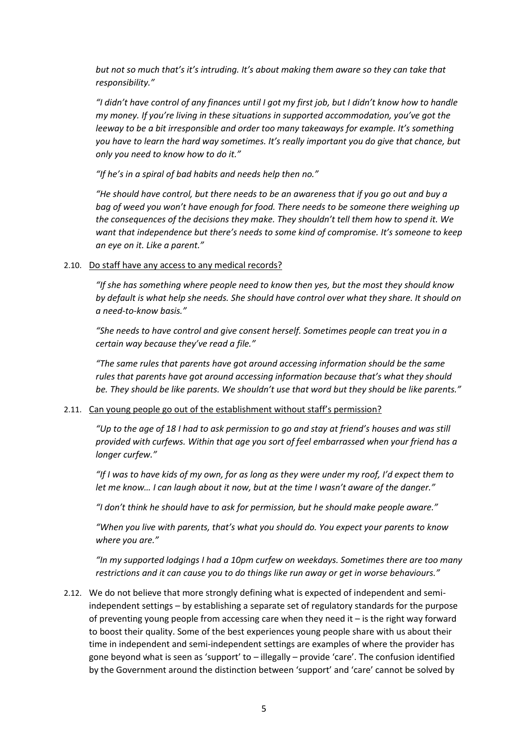*but not so much that's it's intruding. It's about making them aware so they can take that responsibility."*

*"I didn't have control of any finances until I got my first job, but I didn't know how to handle my money. If you're living in these situations in supported accommodation, you've got the leeway to be a bit irresponsible and order too many takeaways for example. It's something you have to learn the hard way sometimes. It's really important you do give that chance, but only you need to know how to do it."*

*"If he's in a spiral of bad habits and needs help then no."*

*"He should have control, but there needs to be an awareness that if you go out and buy a bag of weed you won't have enough for food. There needs to be someone there weighing up the consequences of the decisions they make. They shouldn't tell them how to spend it. We want that independence but there's needs to some kind of compromise. It's someone to keep an eye on it. Like a parent."*

2.10. Do staff have any access to any medical records?

*"If she has something where people need to know then yes, but the most they should know by default is what help she needs. She should have control over what they share. It should on a need-to-know basis."*

*"She needs to have control and give consent herself. Sometimes people can treat you in a certain way because they've read a file."*

*"The same rules that parents have got around accessing information should be the same rules that parents have got around accessing information because that's what they should be. They should be like parents. We shouldn't use that word but they should be like parents."*

2.11. Can young people go out of the establishment without staff's permission?

*"Up to the age of 18 I had to ask permission to go and stay at friend's houses and was still provided with curfews. Within that age you sort of feel embarrassed when your friend has a longer curfew."*

*"If I was to have kids of my own, for as long as they were under my roof, I'd expect them to let me know… I can laugh about it now, but at the time I wasn't aware of the danger."*

*"I don't think he should have to ask for permission, but he should make people aware."*

*"When you live with parents, that's what you should do. You expect your parents to know where you are."*

*"In my supported lodgings I had a 10pm curfew on weekdays. Sometimes there are too many restrictions and it can cause you to do things like run away or get in worse behaviours."*

2.12. We do not believe that more strongly defining what is expected of independent and semi-independent settings – by establishing a separate set of regulatory standards for the purpose of preventing young people from accessing care when they need it – is the right way forward to boost their quality. Some of the best experiences young people share with us about their time in independent and semi-independent settings are examples of where the provider has gone beyond what is seen as 'support' to – illegally – provide 'care'. The confusion identified by the Government around the distinction between 'support' and 'care' cannot be solved by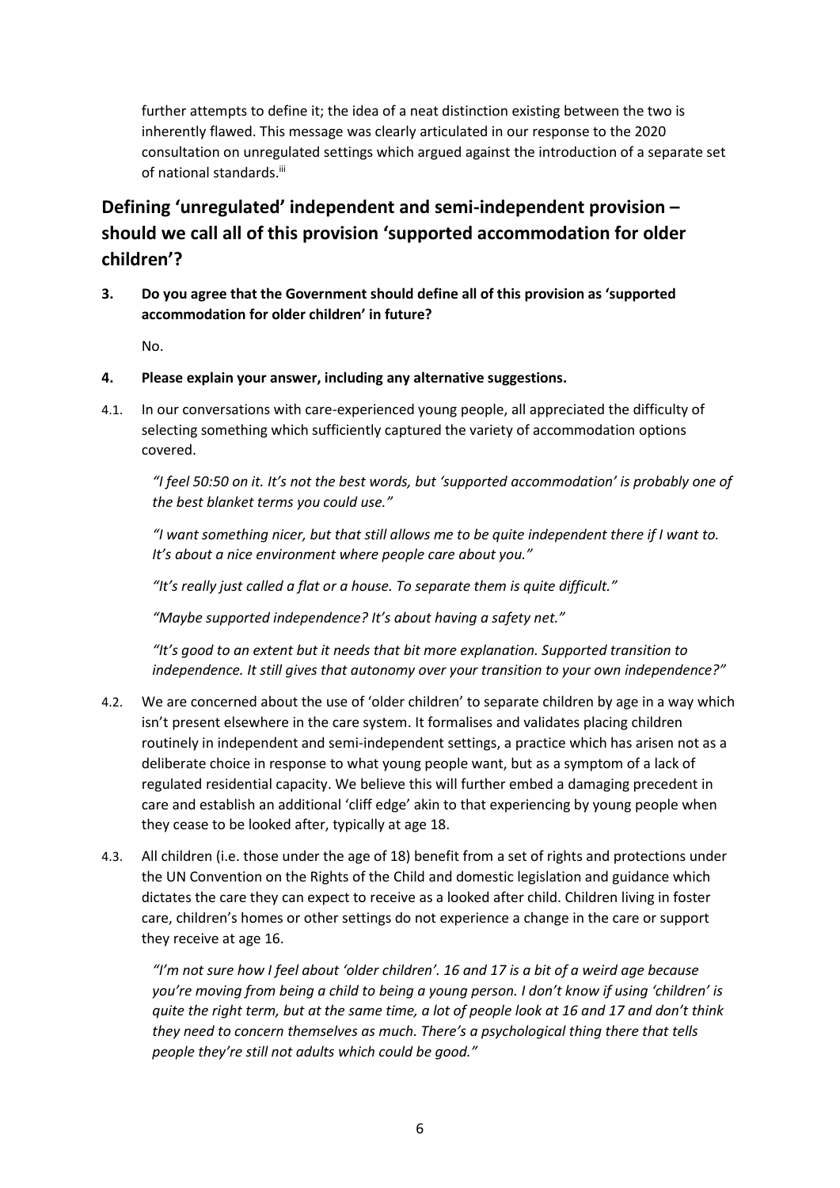further attempts to define it; the idea of a neat distinction existing between the two is inherently flawed. This message was clearly articulated in our response to the 2020 consultation on unregulated settings which argued against the introduction of a separate set of national standards.[iii]

## Defining 'unregulated' independent and semi-independent provision – should we call all of this provision 'supported accommodation for older children'?

**3. Do you agree that the Government should define all of this provision as 'supported accommodation for older children' in future?**

No.

**4. Please explain your answer, including any alternative suggestions.**

4.1. In our conversations with care-experienced young people, all appreciated the difficulty of selecting something which sufficiently captured the variety of accommodation options covered.

> *"I feel 50:50 on it. It's not the best words, but 'supported accommodation' is probably one of the best blanket terms you could use."*
>
> *"I want something nicer, but that still allows me to be quite independent there if I want to. It's about a nice environment where people care about you."*
>
> *"It's really just called a flat or a house. To separate them is quite difficult."*
>
> *"Maybe supported independence? It's about having a safety net."*
>
> *"It's good to an extent but it needs that bit more explanation. Supported transition to independence. It still gives that autonomy over your transition to your own independence?"*

4.2. We are concerned about the use of 'older children' to separate children by age in a way which isn't present elsewhere in the care system. It formalises and validates placing children routinely in independent and semi-independent settings, a practice which has arisen not as a deliberate choice in response to what young people want, but as a symptom of a lack of regulated residential capacity. We believe this will further embed a damaging precedent in care and establish an additional 'cliff edge' akin to that experiencing by young people when they cease to be looked after, typically at age 18.

4.3. All children (i.e. those under the age of 18) benefit from a set of rights and protections under the UN Convention on the Rights of the Child and domestic legislation and guidance which dictates the care they can expect to receive as a looked after child. Children living in foster care, children's homes or other settings do not experience a change in the care or support they receive at age 16.

> *"I'm not sure how I feel about 'older children'. 16 and 17 is a bit of a weird age because you're moving from being a child to being a young person. I don't know if using 'children' is quite the right term, but at the same time, a lot of people look at 16 and 17 and don't think they need to concern themselves as much. There's a psychological thing there that tells people they're still not adults which could be good."*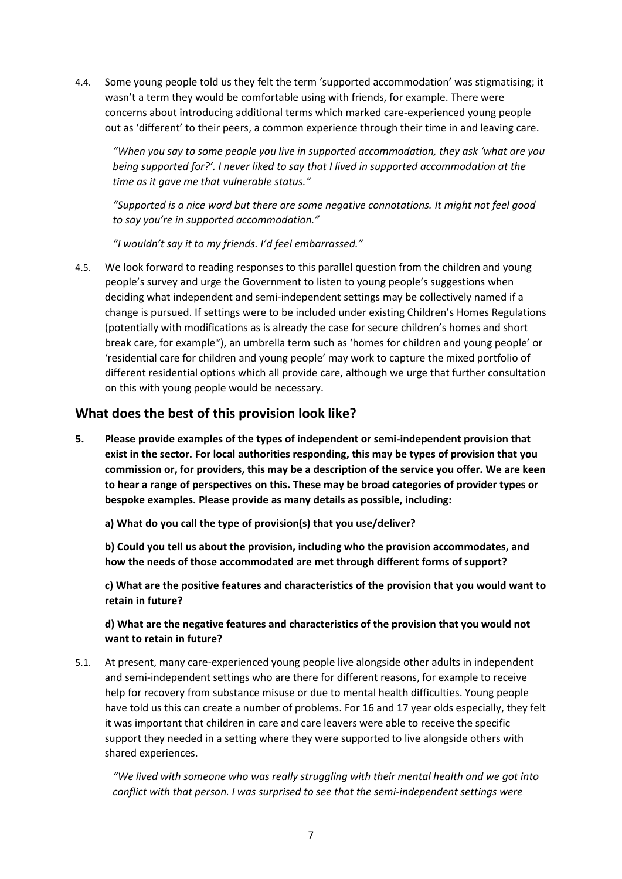4.4. Some young people told us they felt the term 'supported accommodation' was stigmatising; it wasn't a term they would be comfortable using with friends, for example. There were concerns about introducing additional terms which marked care-experienced young people out as 'different' to their peers, a common experience through their time in and leaving care.

> *"When you say to some people you live in supported accommodation, they ask 'what are you being supported for?'. I never liked to say that I lived in supported accommodation at the time as it gave me that vulnerable status."*
>
> *"Supported is a nice word but there are some negative connotations. It might not feel good to say you're in supported accommodation."*
>
> *"I wouldn't say it to my friends. I'd feel embarrassed."*

4.5. We look forward to reading responses to this parallel question from the children and young people's survey and urge the Government to listen to young people's suggestions when deciding what independent and semi-independent settings may be collectively named if a change is pursued. If settings were to be included under existing Children's Homes Regulations (potentially with modifications as is already the case for secure children's homes and short break care, for example[iv]), an umbrella term such as 'homes for children and young people' or 'residential care for children and young people' may work to capture the mixed portfolio of different residential options which all provide care, although we urge that further consultation on this with young people would be necessary.

## What does the best of this provision look like?

**5. Please provide examples of the types of independent or semi-independent provision that exist in the sector. For local authorities responding, this may be types of provision that you commission or, for providers, this may be a description of the service you offer. We are keen to hear a range of perspectives on this. These may be broad categories of provider types or bespoke examples. Please provide as many details as possible, including:**

**a) What do you call the type of provision(s) that you use/deliver?**

**b) Could you tell us about the provision, including who the provision accommodates, and how the needs of those accommodated are met through different forms of support?**

**c) What are the positive features and characteristics of the provision that you would want to retain in future?**

**d) What are the negative features and characteristics of the provision that you would not want to retain in future?**

5.1. At present, many care-experienced young people live alongside other adults in independent and semi-independent settings who are there for different reasons, for example to receive help for recovery from substance misuse or due to mental health difficulties. Young people have told us this can create a number of problems. For 16 and 17 year olds especially, they felt it was important that children in care and care leavers were able to receive the specific support they needed in a setting where they were supported to live alongside others with shared experiences.

> *"We lived with someone who was really struggling with their mental health and we got into conflict with that person. I was surprised to see that the semi-independent settings were*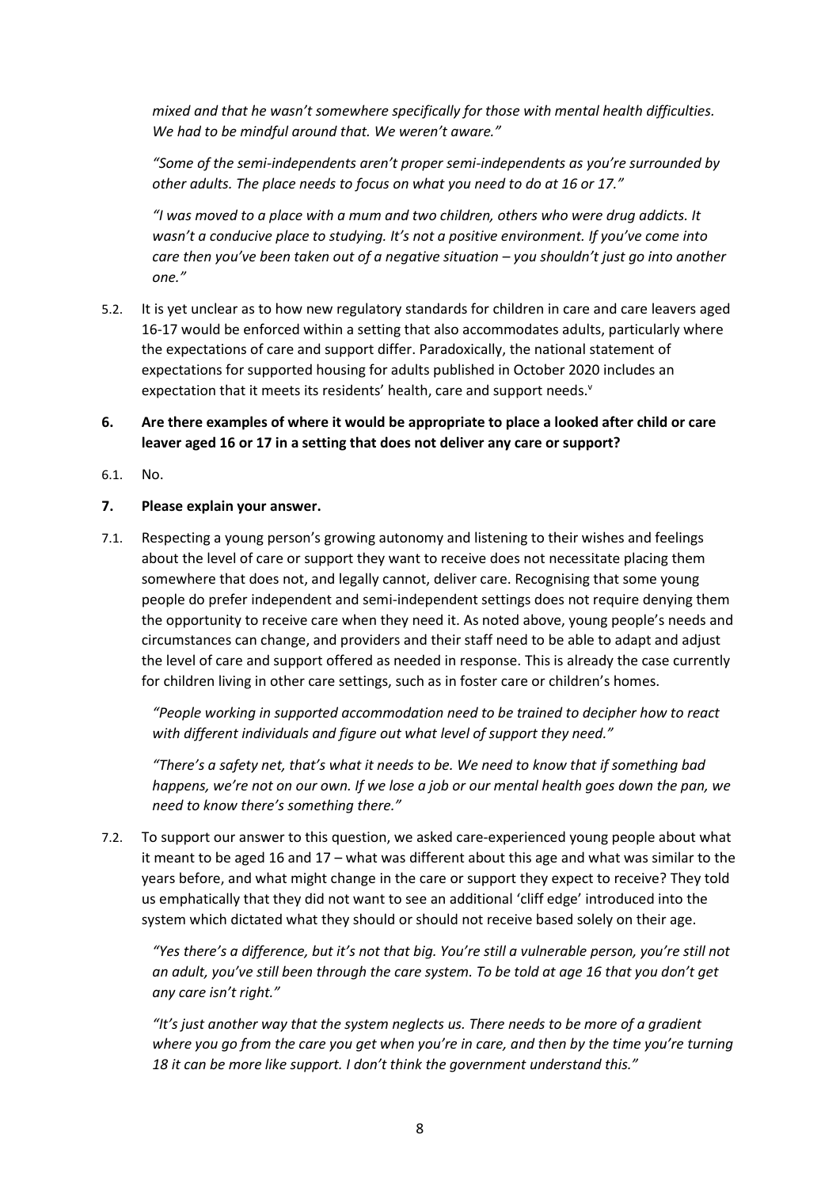*mixed and that he wasn't somewhere specifically for those with mental health difficulties. We had to be mindful around that. We weren't aware."*

*"Some of the semi-independents aren't proper semi-independents as you're surrounded by other adults. The place needs to focus on what you need to do at 16 or 17."*

*"I was moved to a place with a mum and two children, others who were drug addicts. It wasn't a conducive place to studying. It's not a positive environment. If you've come into care then you've been taken out of a negative situation – you shouldn't just go into another one."*

5.2. It is yet unclear as to how new regulatory standards for children in care and care leavers aged 16-17 would be enforced within a setting that also accommodates adults, particularly where the expectations of care and support differ. Paradoxically, the national statement of expectations for supported housing for adults published in October 2020 includes an expectation that it meets its residents' health, care and support needs.[v]

**6. Are there examples of where it would be appropriate to place a looked after child or care leaver aged 16 or 17 in a setting that does not deliver any care or support?**

6.1. No.

**7. Please explain your answer.**

7.1. Respecting a young person's growing autonomy and listening to their wishes and feelings about the level of care or support they want to receive does not necessitate placing them somewhere that does not, and legally cannot, deliver care. Recognising that some young people do prefer independent and semi-independent settings does not require denying them the opportunity to receive care when they need it. As noted above, young people's needs and circumstances can change, and providers and their staff need to be able to adapt and adjust the level of care and support offered as needed in response. This is already the case currently for children living in other care settings, such as in foster care or children's homes.

*"People working in supported accommodation need to be trained to decipher how to react with different individuals and figure out what level of support they need."*

*"There's a safety net, that's what it needs to be. We need to know that if something bad happens, we're not on our own. If we lose a job or our mental health goes down the pan, we need to know there's something there."*

7.2. To support our answer to this question, we asked care-experienced young people about what it meant to be aged 16 and 17 – what was different about this age and what was similar to the years before, and what might change in the care or support they expect to receive? They told us emphatically that they did not want to see an additional 'cliff edge' introduced into the system which dictated what they should or should not receive based solely on their age.

*"Yes there's a difference, but it's not that big. You're still a vulnerable person, you're still not an adult, you've still been through the care system. To be told at age 16 that you don't get any care isn't right."*

*"It's just another way that the system neglects us. There needs to be more of a gradient where you go from the care you get when you're in care, and then by the time you're turning 18 it can be more like support. I don't think the government understand this."*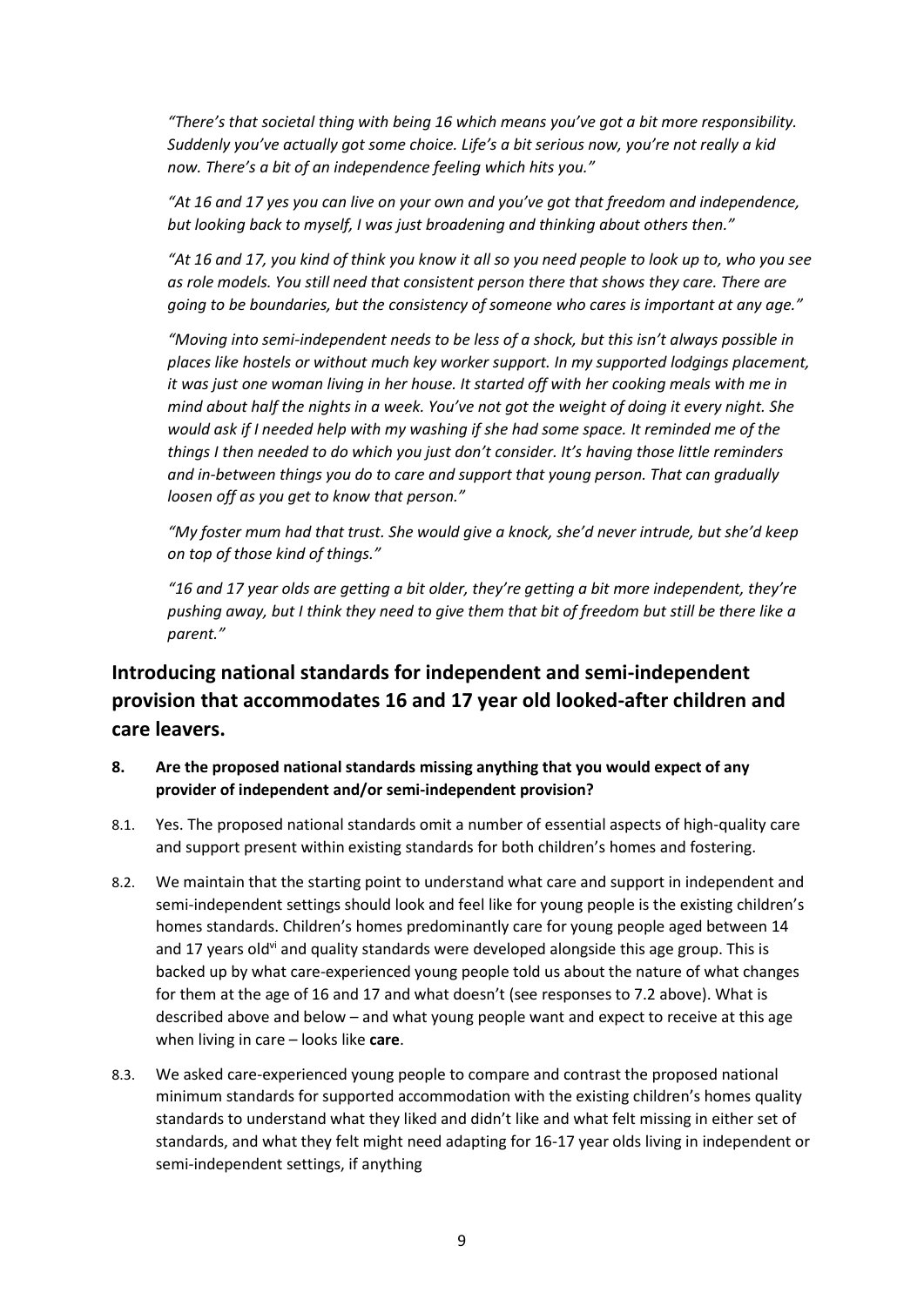*"There's that societal thing with being 16 which means you've got a bit more responsibility. Suddenly you've actually got some choice. Life's a bit serious now, you're not really a kid now. There's a bit of an independence feeling which hits you."*

*"At 16 and 17 yes you can live on your own and you've got that freedom and independence, but looking back to myself, I was just broadening and thinking about others then."*

*"At 16 and 17, you kind of think you know it all so you need people to look up to, who you see as role models. You still need that consistent person there that shows they care. There are going to be boundaries, but the consistency of someone who cares is important at any age."*

*"Moving into semi-independent needs to be less of a shock, but this isn't always possible in places like hostels or without much key worker support. In my supported lodgings placement, it was just one woman living in her house. It started off with her cooking meals with me in mind about half the nights in a week. You've not got the weight of doing it every night. She would ask if I needed help with my washing if she had some space. It reminded me of the things I then needed to do which you just don't consider. It's having those little reminders and in-between things you do to care and support that young person. That can gradually loosen off as you get to know that person."*

*"My foster mum had that trust. She would give a knock, she'd never intrude, but she'd keep on top of those kind of things."*

*"16 and 17 year olds are getting a bit older, they're getting a bit more independent, they're pushing away, but I think they need to give them that bit of freedom but still be there like a parent."*

## Introducing national standards for independent and semi-independent provision that accommodates 16 and 17 year old looked-after children and care leavers.

**8. Are the proposed national standards missing anything that you would expect of any provider of independent and/or semi-independent provision?**

8.1. Yes. The proposed national standards omit a number of essential aspects of high-quality care and support present within existing standards for both children's homes and fostering.

8.2. We maintain that the starting point to understand what care and support in independent and semi-independent settings should look and feel like for young people is the existing children's homes standards. Children's homes predominantly care for young people aged between 14 and 17 years old[vi] and quality standards were developed alongside this age group. This is backed up by what care-experienced young people told us about the nature of what changes for them at the age of 16 and 17 and what doesn't (see responses to 7.2 above). What is described above and below – and what young people want and expect to receive at this age when living in care – looks like **care**.

8.3. We asked care-experienced young people to compare and contrast the proposed national minimum standards for supported accommodation with the existing children's homes quality standards to understand what they liked and didn't like and what felt missing in either set of standards, and what they felt might need adapting for 16-17 year olds living in independent or semi-independent settings, if anything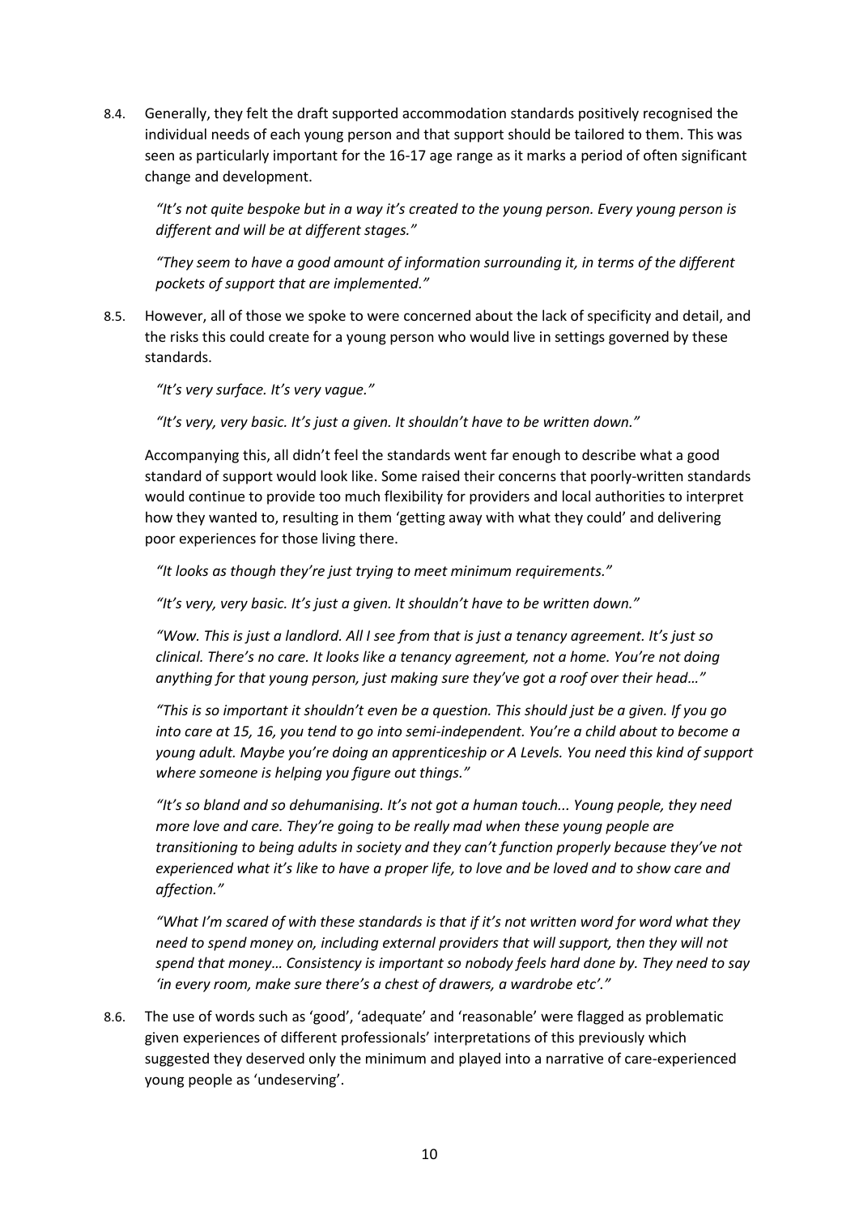8.4. Generally, they felt the draft supported accommodation standards positively recognised the individual needs of each young person and that support should be tailored to them. This was seen as particularly important for the 16-17 age range as it marks a period of often significant change and development.

> *"It's not quite bespoke but in a way it's created to the young person. Every young person is different and will be at different stages."*
>
> *"They seem to have a good amount of information surrounding it, in terms of the different pockets of support that are implemented."*

8.5. However, all of those we spoke to were concerned about the lack of specificity and detail, and the risks this could create for a young person who would live in settings governed by these standards.

> *"It's very surface. It's very vague."*
>
> *"It's very, very basic. It's just a given. It shouldn't have to be written down."*

Accompanying this, all didn't feel the standards went far enough to describe what a good standard of support would look like. Some raised their concerns that poorly-written standards would continue to provide too much flexibility for providers and local authorities to interpret how they wanted to, resulting in them 'getting away with what they could' and delivering poor experiences for those living there.

> *"It looks as though they're just trying to meet minimum requirements."*
>
> *"It's very, very basic. It's just a given. It shouldn't have to be written down."*
>
> *"Wow. This is just a landlord. All I see from that is just a tenancy agreement. It's just so clinical. There's no care. It looks like a tenancy agreement, not a home. You're not doing anything for that young person, just making sure they've got a roof over their head…"*
>
> *"This is so important it shouldn't even be a question. This should just be a given. If you go into care at 15, 16, you tend to go into semi-independent. You're a child about to become a young adult. Maybe you're doing an apprenticeship or A Levels. You need this kind of support where someone is helping you figure out things."*
>
> *"It's so bland and so dehumanising. It's not got a human touch... Young people, they need more love and care. They're going to be really mad when these young people are transitioning to being adults in society and they can't function properly because they've not experienced what it's like to have a proper life, to love and be loved and to show care and affection."*
>
> *"What I'm scared of with these standards is that if it's not written word for word what they need to spend money on, including external providers that will support, then they will not spend that money… Consistency is important so nobody feels hard done by. They need to say 'in every room, make sure there's a chest of drawers, a wardrobe etc'."*

8.6. The use of words such as 'good', 'adequate' and 'reasonable' were flagged as problematic given experiences of different professionals' interpretations of this previously which suggested they deserved only the minimum and played into a narrative of care-experienced young people as 'undeserving'.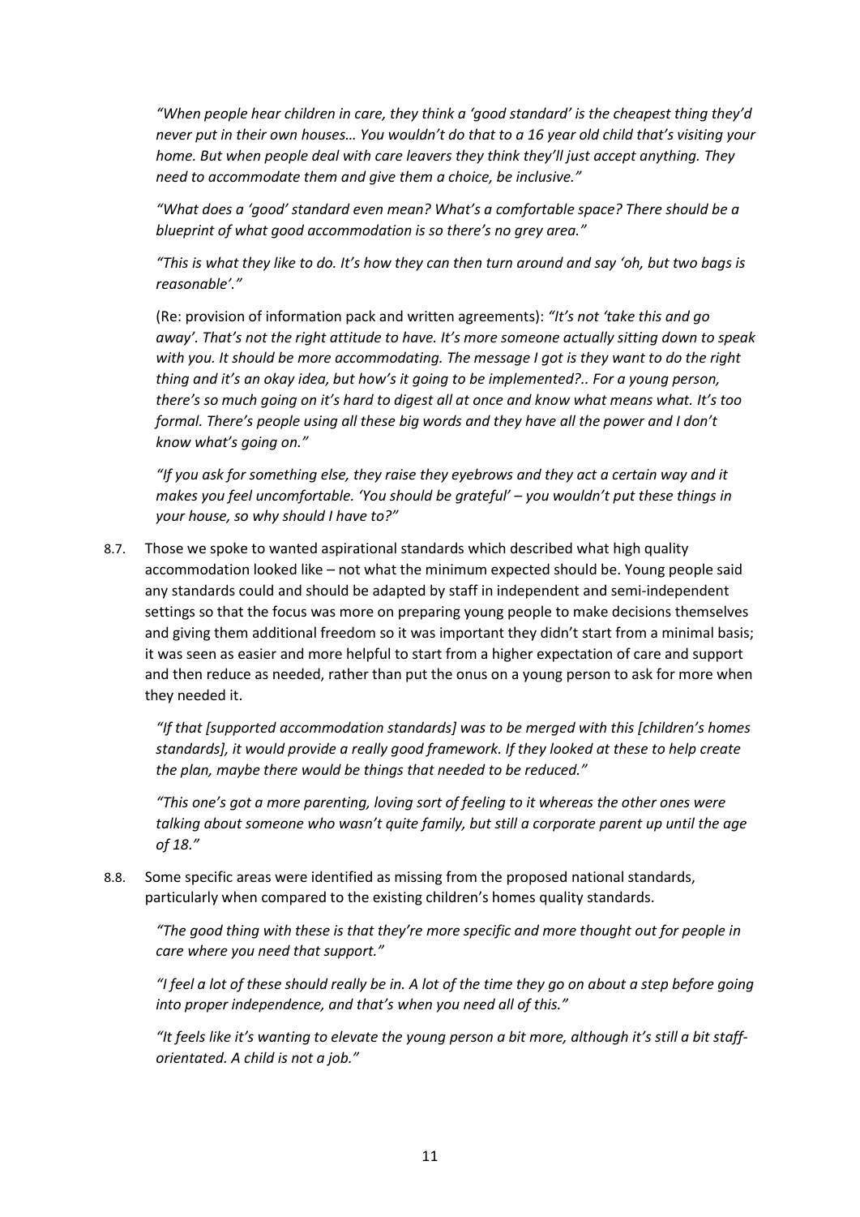*"When people hear children in care, they think a 'good standard' is the cheapest thing they'd never put in their own houses… You wouldn't do that to a 16 year old child that's visiting your home. But when people deal with care leavers they think they'll just accept anything. They need to accommodate them and give them a choice, be inclusive."*

*"What does a 'good' standard even mean? What's a comfortable space? There should be a blueprint of what good accommodation is so there's no grey area."*

*"This is what they like to do. It's how they can then turn around and say 'oh, but two bags is reasonable'."*

(Re: provision of information pack and written agreements): *"It's not 'take this and go away'. That's not the right attitude to have. It's more someone actually sitting down to speak with you. It should be more accommodating. The message I got is they want to do the right thing and it's an okay idea, but how's it going to be implemented?.. For a young person, there's so much going on it's hard to digest all at once and know what means what. It's too formal. There's people using all these big words and they have all the power and I don't know what's going on."*

*"If you ask for something else, they raise they eyebrows and they act a certain way and it makes you feel uncomfortable. 'You should be grateful' – you wouldn't put these things in your house, so why should I have to?"*

8.7. Those we spoke to wanted aspirational standards which described what high quality accommodation looked like – not what the minimum expected should be. Young people said any standards could and should be adapted by staff in independent and semi-independent settings so that the focus was more on preparing young people to make decisions themselves and giving them additional freedom so it was important they didn't start from a minimal basis; it was seen as easier and more helpful to start from a higher expectation of care and support and then reduce as needed, rather than put the onus on a young person to ask for more when they needed it.

*"If that [supported accommodation standards] was to be merged with this [children's homes standards], it would provide a really good framework. If they looked at these to help create the plan, maybe there would be things that needed to be reduced."*

*"This one's got a more parenting, loving sort of feeling to it whereas the other ones were talking about someone who wasn't quite family, but still a corporate parent up until the age of 18."*

8.8. Some specific areas were identified as missing from the proposed national standards, particularly when compared to the existing children's homes quality standards.

*"The good thing with these is that they're more specific and more thought out for people in care where you need that support."*

*"I feel a lot of these should really be in. A lot of the time they go on about a step before going into proper independence, and that's when you need all of this."*

*"It feels like it's wanting to elevate the young person a bit more, although it's still a bit staff-orientated. A child is not a job."*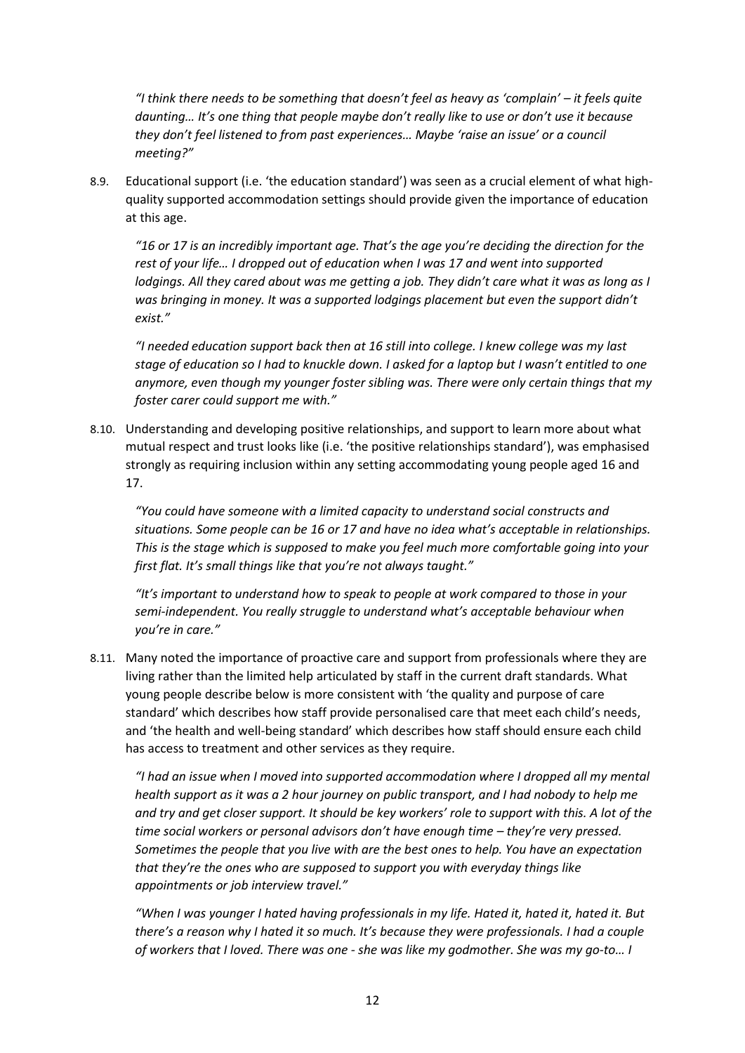*"I think there needs to be something that doesn't feel as heavy as 'complain' – it feels quite daunting… It's one thing that people maybe don't really like to use or don't use it because they don't feel listened to from past experiences… Maybe 'raise an issue' or a council meeting?"*

8.9. Educational support (i.e. 'the education standard') was seen as a crucial element of what high-quality supported accommodation settings should provide given the importance of education at this age.

*"16 or 17 is an incredibly important age. That's the age you're deciding the direction for the rest of your life… I dropped out of education when I was 17 and went into supported lodgings. All they cared about was me getting a job. They didn't care what it was as long as I was bringing in money. It was a supported lodgings placement but even the support didn't exist."*

*"I needed education support back then at 16 still into college. I knew college was my last stage of education so I had to knuckle down. I asked for a laptop but I wasn't entitled to one anymore, even though my younger foster sibling was. There were only certain things that my foster carer could support me with."*

8.10. Understanding and developing positive relationships, and support to learn more about what mutual respect and trust looks like (i.e. 'the positive relationships standard'), was emphasised strongly as requiring inclusion within any setting accommodating young people aged 16 and 17.

*"You could have someone with a limited capacity to understand social constructs and situations. Some people can be 16 or 17 and have no idea what's acceptable in relationships. This is the stage which is supposed to make you feel much more comfortable going into your first flat. It's small things like that you're not always taught."*

*"It's important to understand how to speak to people at work compared to those in your semi-independent. You really struggle to understand what's acceptable behaviour when you're in care."*

8.11. Many noted the importance of proactive care and support from professionals where they are living rather than the limited help articulated by staff in the current draft standards. What young people describe below is more consistent with 'the quality and purpose of care standard' which describes how staff provide personalised care that meet each child's needs, and 'the health and well-being standard' which describes how staff should ensure each child has access to treatment and other services as they require.

*"I had an issue when I moved into supported accommodation where I dropped all my mental health support as it was a 2 hour journey on public transport, and I had nobody to help me and try and get closer support. It should be key workers' role to support with this. A lot of the time social workers or personal advisors don't have enough time – they're very pressed. Sometimes the people that you live with are the best ones to help. You have an expectation that they're the ones who are supposed to support you with everyday things like appointments or job interview travel."*

*"When I was younger I hated having professionals in my life. Hated it, hated it, hated it. But there's a reason why I hated it so much. It's because they were professionals. I had a couple of workers that I loved. There was one - she was like my godmother. She was my go-to… I*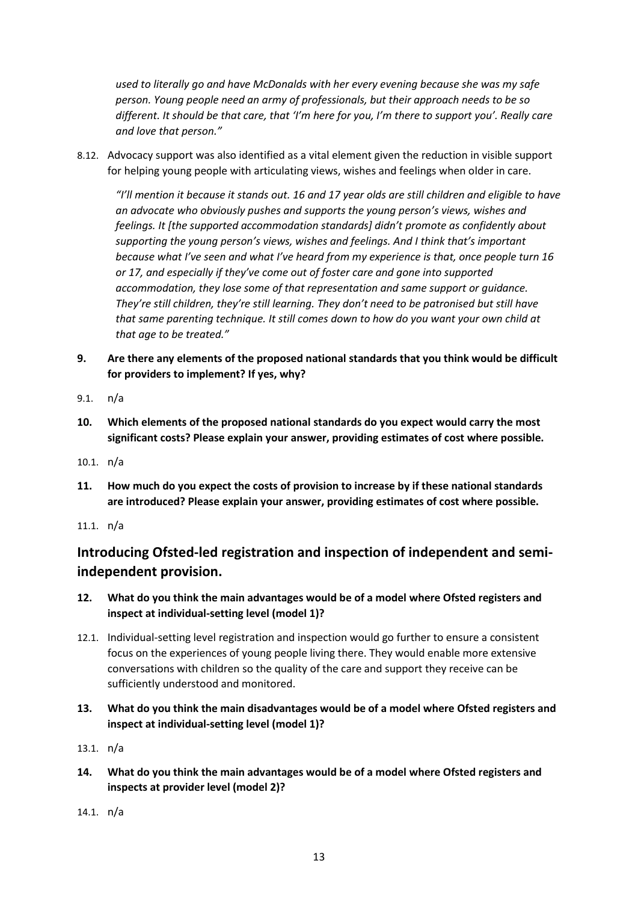*used to literally go and have McDonalds with her every evening because she was my safe person. Young people need an army of professionals, but their approach needs to be so different. It should be that care, that 'I'm here for you, I'm there to support you'. Really care and love that person."*

8.12. Advocacy support was also identified as a vital element given the reduction in visible support for helping young people with articulating views, wishes and feelings when older in care.

*"I'll mention it because it stands out. 16 and 17 year olds are still children and eligible to have an advocate who obviously pushes and supports the young person's views, wishes and feelings. It [the supported accommodation standards] didn't promote as confidently about supporting the young person's views, wishes and feelings. And I think that's important because what I've seen and what I've heard from my experience is that, once people turn 16 or 17, and especially if they've come out of foster care and gone into supported accommodation, they lose some of that representation and same support or guidance. They're still children, they're still learning. They don't need to be patronised but still have that same parenting technique. It still comes down to how do you want your own child at that age to be treated."*

**9. Are there any elements of the proposed national standards that you think would be difficult for providers to implement? If yes, why?**

9.1. n/a

**10. Which elements of the proposed national standards do you expect would carry the most significant costs? Please explain your answer, providing estimates of cost where possible.**

10.1. n/a

**11. How much do you expect the costs of provision to increase by if these national standards are introduced? Please explain your answer, providing estimates of cost where possible.**

11.1. n/a

## Introducing Ofsted-led registration and inspection of independent and semi-independent provision.

**12. What do you think the main advantages would be of a model where Ofsted registers and inspect at individual-setting level (model 1)?**

12.1. Individual-setting level registration and inspection would go further to ensure a consistent focus on the experiences of young people living there. They would enable more extensive conversations with children so the quality of the care and support they receive can be sufficiently understood and monitored.

**13. What do you think the main disadvantages would be of a model where Ofsted registers and inspect at individual-setting level (model 1)?**

13.1. n/a

**14. What do you think the main advantages would be of a model where Ofsted registers and inspects at provider level (model 2)?**

14.1. n/a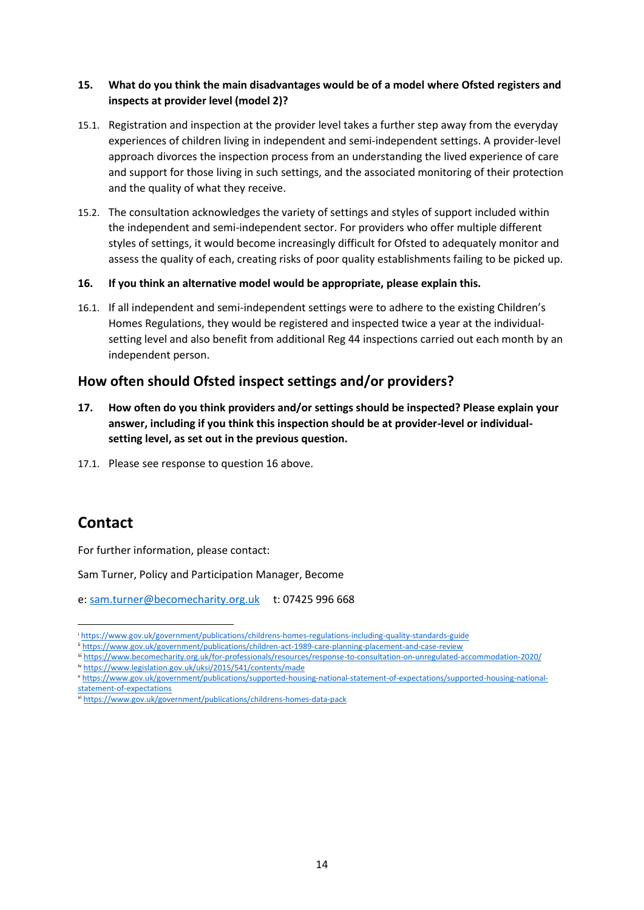**15. What do you think the main disadvantages would be of a model where Ofsted registers and inspects at provider level (model 2)?**

15.1. Registration and inspection at the provider level takes a further step away from the everyday experiences of children living in independent and semi-independent settings. A provider-level approach divorces the inspection process from an understanding the lived experience of care and support for those living in such settings, and the associated monitoring of their protection and the quality of what they receive.

15.2. The consultation acknowledges the variety of settings and styles of support included within the independent and semi-independent sector. For providers who offer multiple different styles of settings, it would become increasingly difficult for Ofsted to adequately monitor and assess the quality of each, creating risks of poor quality establishments failing to be picked up.

**16. If you think an alternative model would be appropriate, please explain this.**

16.1. If all independent and semi-independent settings were to adhere to the existing Children's Homes Regulations, they would be registered and inspected twice a year at the individual-setting level and also benefit from additional Reg 44 inspections carried out each month by an independent person.

## How often should Ofsted inspect settings and/or providers?

**17. How often do you think providers and/or settings should be inspected? Please explain your answer, including if you think this inspection should be at provider-level or individual-setting level, as set out in the previous question.**

17.1. Please see response to question 16 above.

## Contact

For further information, please contact:

Sam Turner, Policy and Participation Manager, Become

e: sam.turner@becomecharity.org.uk t: 07425 996 668

---

[i] https://www.gov.uk/government/publications/childrens-homes-regulations-including-quality-standards-guide

[ii] https://www.gov.uk/government/publications/children-act-1989-care-planning-placement-and-case-review

[iii] https://www.becomecharity.org.uk/for-professionals/resources/response-to-consultation-on-unregulated-accommodation-2020/

[iv] https://www.legislation.gov.uk/uksi/2015/541/contents/made

[v] https://www.gov.uk/government/publications/supported-housing-national-statement-of-expectations/supported-housing-national-statement-of-expectations

[vi] https://www.gov.uk/government/publications/childrens-homes-data-pack